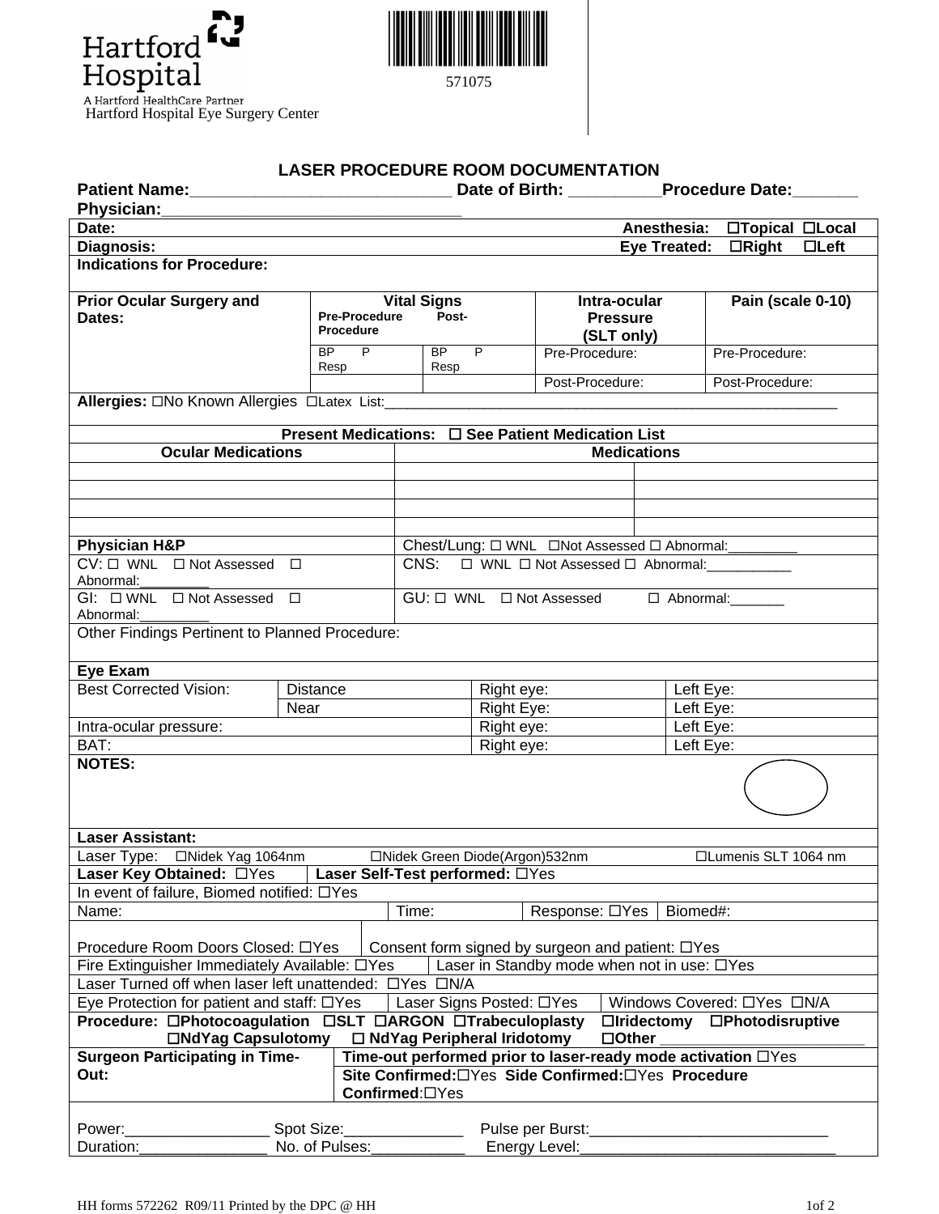Hartford Hospital

A Hartford HealthCare Partner

Hartford Hospital Eye Surgery Center

571075

## LASER PROCEDURE ROOM DOCUMENTATION

**Patient Name:**_____________________________ **Date of Birth:** __________**Procedure Date:**_______

**Physician:**__________________________________

| **Date:** | **Anesthesia:** ☐Topical ☐Local |
|---|---|
| **Diagnosis:** | **Eye Treated:** ☐Right ☐Left |
| **Indications for Procedure:** | |

| **Prior Ocular Surgery and Dates:** | **Vital Signs** Pre-Procedure | Post-Procedure | **Intra-ocular Pressure (SLT only)** | **Pain (scale 0-10)** |
|---|---|---|---|---|
| | BP P Resp | BP P Resp | Pre-Procedure: | Pre-Procedure: |
| | | | Post-Procedure: | Post-Procedure: |

**Allergies:** ☐No Known Allergies ☐Latex List:___________________________________________________________

**Present Medications:** ☐ **See Patient Medication List**

| **Ocular Medications** | **Medications** | |
|---|---|---|
| | | |
| | | |
| | | |
| | | |

| **Physician H&P** | Chest/Lung: ☐ WNL ☐Not Assessed ☐ Abnormal:_________ |
|---|---|
| CV: ☐ WNL ☐ Not Assessed ☐ Abnormal:_________ | CNS: ☐ WNL ☐ Not Assessed ☐ Abnormal:___________ |
| GI: ☐ WNL ☐ Not Assessed ☐ Abnormal:_________ | GU: ☐ WNL ☐ Not Assessed ☐ Abnormal:_______ |

Other Findings Pertinent to Planned Procedure:

| **Eye Exam** | | | |
|---|---|---|---|
| Best Corrected Vision: | Distance | Right eye: | Left Eye: |
| | Near | Right Eye: | Left Eye: |
| Intra-ocular pressure: | | Right eye: | Left Eye: |
| BAT: | | Right eye: | Left Eye: |

**NOTES:**

**Laser Assistant:**

Laser Type: ☐Nidek Yag 1064nm ☐Nidek Green Diode(Argon)532nm ☐Lumenis SLT 1064 nm

**Laser Key Obtained:** ☐Yes | **Laser Self-Test performed:** ☐Yes

In event of failure, Biomed notified: ☐Yes

| Name: | Time: | Response: ☐Yes | Biomed#: |
|---|---|---|---|

Procedure Room Doors Closed: ☐Yes | Consent form signed by surgeon and patient: ☐Yes

Fire Extinguisher Immediately Available: ☐Yes | Laser in Standby mode when not in use: ☐Yes

Laser Turned off when laser left unattended: ☐Yes ☐N/A

Eye Protection for patient and staff: ☐Yes | Laser Signs Posted: ☐Yes | Windows Covered: ☐Yes ☐N/A

**Procedure:** ☐**Photocoagulation** ☐**SLT** ☐**ARGON** ☐**Trabeculoplasty** ☐**Iridectomy** ☐**Photodisruptive** ☐**NdYag Capsulotomy** ☐ **NdYag Peripheral Iridotomy** ☐**Other** ________________________

| **Surgeon Participating in Time-Out:** | **Time-out performed prior to laser-ready mode activation** ☐Yes |
|---|---|
| | **Site Confirmed:**☐Yes **Side Confirmed:**☐Yes **Procedure Confirmed**:☐Yes |

Power:_________________ Spot Size:______________ Pulse per Burst:____________________________

Duration:_______________ No. of Pulses:___________ Energy Level:______________________________

HH forms 572262 R09/11 Printed by the DPC @ HH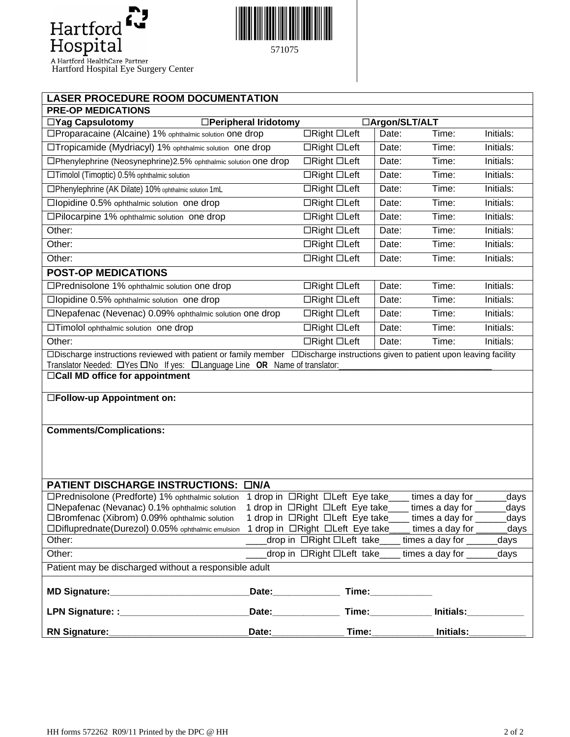Hartford Hospital

A Hartford HealthCare Partner

Hartford Hospital Eye Surgery Center

571075

| LASER PROCEDURE ROOM DOCUMENTATION | | | | |
|---|---|---|---|---|
| **PRE-OP MEDICATIONS** | | | | |
| ☐**Yag Capsulotomy** ☐**Peripheral Iridotomy** ☐**Argon/SLT/ALT** | | | | |
| ☐Proparacaine (Alcaine) 1% ophthalmic solution one drop | ☐Right ☐Left | Date: | Time: | Initials: |
| ☐Tropicamide (Mydriacyl) 1% ophthalmic solution one drop | ☐Right ☐Left | Date: | Time: | Initials: |
| ☐Phenylephrine (Neosynephrine)2.5% ophthalmic solution one drop | ☐Right ☐Left | Date: | Time: | Initials: |
| ☐Timolol (Timoptic) 0.5% ophthalmic solution | ☐Right ☐Left | Date: | Time: | Initials: |
| ☐Phenylephrine (AK Dilate) 10% ophthalmic solution 1mL | ☐Right ☐Left | Date: | Time: | Initials: |
| ☐Iopidine 0.5% ophthalmic solution one drop | ☐Right ☐Left | Date: | Time: | Initials: |
| ☐Pilocarpine 1% ophthalmic solution one drop | ☐Right ☐Left | Date: | Time: | Initials: |
| Other: | ☐Right ☐Left | Date: | Time: | Initials: |
| Other: | ☐Right ☐Left | Date: | Time: | Initials: |
| Other: | ☐Right ☐Left | Date: | Time: | Initials: |
| **POST-OP MEDICATIONS** | | | | |
| ☐Prednisolone 1% ophthalmic solution one drop | ☐Right ☐Left | Date: | Time: | Initials: |
| ☐Iopidine 0.5% ophthalmic solution one drop | ☐Right ☐Left | Date: | Time: | Initials: |
| ☐Nepafenac (Nevenac) 0.09% ophthalmic solution one drop | ☐Right ☐Left | Date: | Time: | Initials: |
| ☐Timolol ophthalmic solution one drop | ☐Right ☐Left | Date: | Time: | Initials: |
| Other: | ☐Right ☐Left | Date: | Time: | Initials: |

☐Discharge instructions reviewed with patient or family member ☐Discharge instructions given to patient upon leaving facility

Translator Needed: ☐Yes ☐No If yes: ☐Language Line **OR** Name of translator:______________________________

☐**Call MD office for appointment**

☐**Follow-up Appointment on:**

**Comments/Complications:**

## PATIENT DISCHARGE INSTRUCTIONS: ☐N/A

☐Prednisolone (Predforte) 1% ophthalmic solution 1 drop in ☐Right ☐Left Eye take____ times a day for ______days

☐Nepafenac (Nevanac) 0.1% ophthalmic solution 1 drop in ☐Right ☐Left Eye take____ times a day for ______days

☐Bromfenac (Xibrom) 0.09% ophthalmic solution 1 drop in ☐Right ☐Left Eye take____ times a day for ______days

☐Difluprednate(Durezol) 0.05% ophthalmic emulsion 1 drop in ☐Right ☐Left Eye take____ times a day for ______days

Other: ____drop in ☐Right ☐Left take____ times a day for ______days

Other: ____drop in ☐Right ☐Left take____ times a day for ______days

Patient may be discharged without a responsible adult

**MD Signature:**___________________________**Date:**_____________ **Time:**____________

**LPN Signature: :**_________________________**Date:**_____________ **Time:**____________ **Initials:**___________

**RN Signature:**___________________________**Date:**______________ **Time:**____________ **Initials:**___________

HH forms 572262 R09/11 Printed by the DPC @ HH